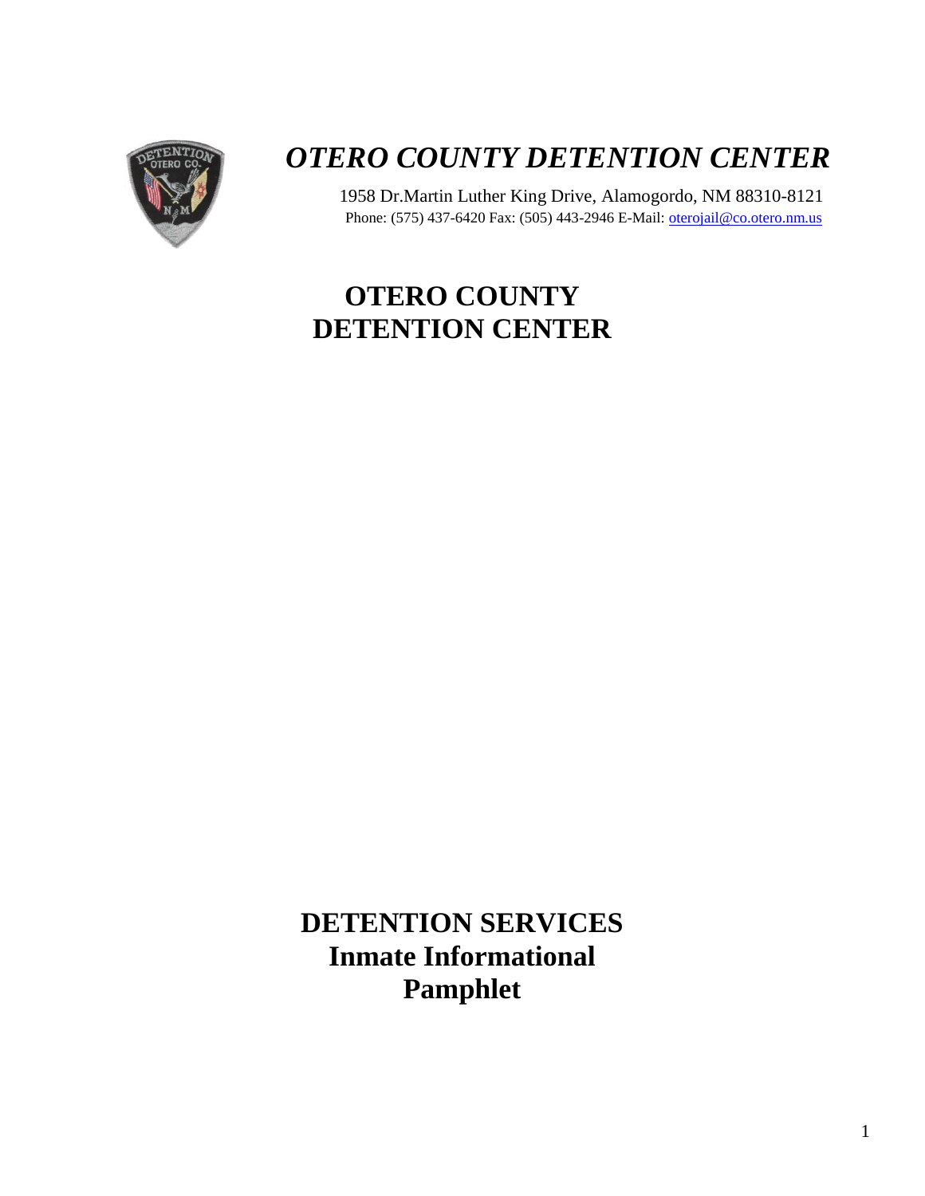# *OTERO COUNTY DETENTION CENTER*

1958 Dr.Martin Luther King Drive, Alamogordo, NM 88310-8121
Phone: (575) 437-6420 Fax: (505) 443-2946 E-Mail: oterojail@co.otero.nm.us

## OTERO COUNTY DETENTION CENTER

## DETENTION SERVICES Inmate Informational Pamphlet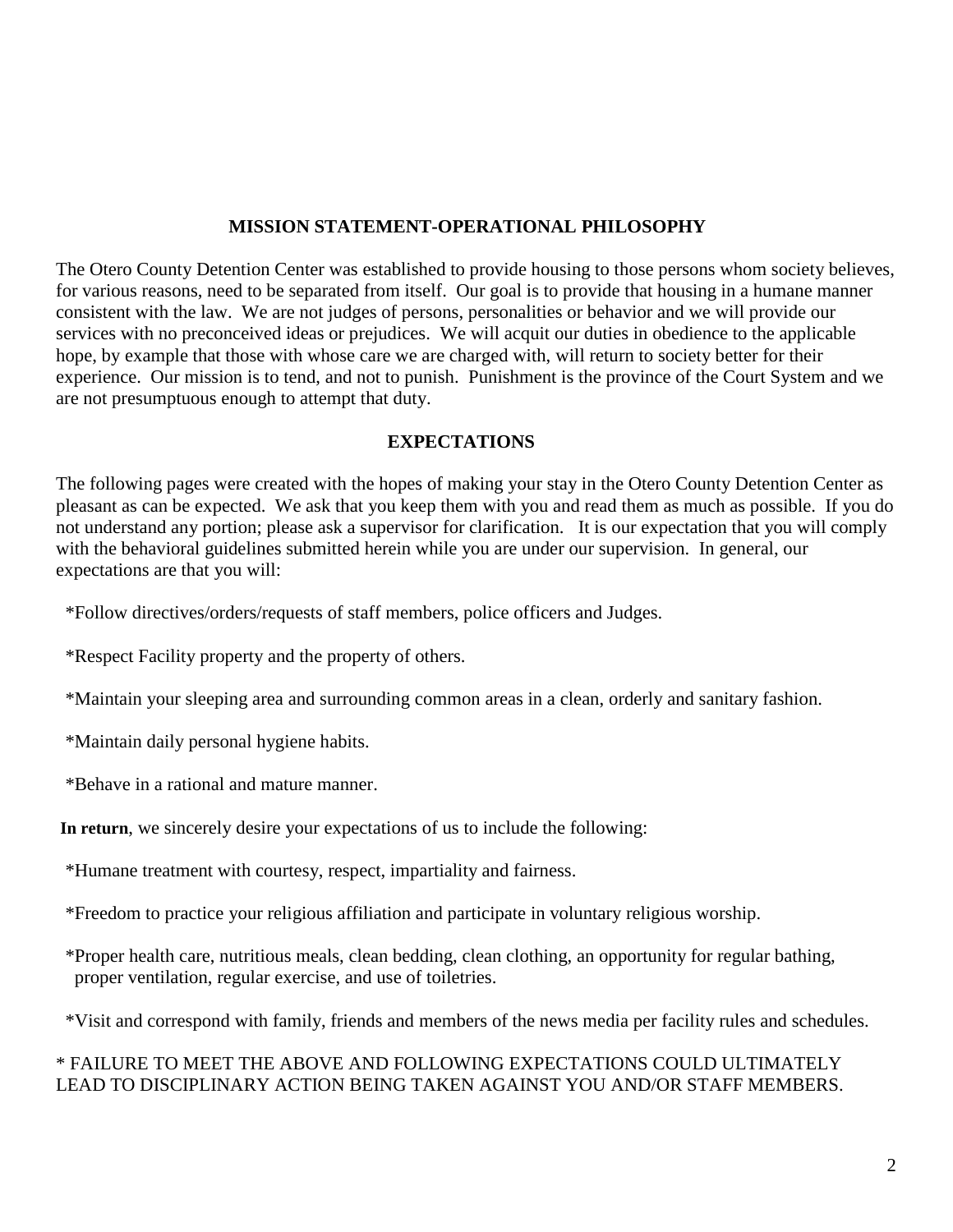## MISSION STATEMENT-OPERATIONAL PHILOSOPHY

The Otero County Detention Center was established to provide housing to those persons whom society believes, for various reasons, need to be separated from itself. Our goal is to provide that housing in a humane manner consistent with the law. We are not judges of persons, personalities or behavior and we will provide our services with no preconceived ideas or prejudices. We will acquit our duties in obedience to the applicable hope, by example that those with whose care we are charged with, will return to society better for their experience. Our mission is to tend, and not to punish. Punishment is the province of the Court System and we are not presumptuous enough to attempt that duty.

## EXPECTATIONS

The following pages were created with the hopes of making your stay in the Otero County Detention Center as pleasant as can be expected. We ask that you keep them with you and read them as much as possible. If you do not understand any portion; please ask a supervisor for clarification. It is our expectation that you will comply with the behavioral guidelines submitted herein while you are under our supervision. In general, our expectations are that you will:

*Follow directives/orders/requests of staff members, police officers and Judges.

*Respect Facility property and the property of others.

*Maintain your sleeping area and surrounding common areas in a clean, orderly and sanitary fashion.

*Maintain daily personal hygiene habits.

*Behave in a rational and mature manner.

**In return**, we sincerely desire your expectations of us to include the following:

*Humane treatment with courtesy, respect, impartiality and fairness.

*Freedom to practice your religious affiliation and participate in voluntary religious worship.

*Proper health care, nutritious meals, clean bedding, clean clothing, an opportunity for regular bathing, proper ventilation, regular exercise, and use of toiletries.

*Visit and correspond with family, friends and members of the news media per facility rules and schedules.

* FAILURE TO MEET THE ABOVE AND FOLLOWING EXPECTATIONS COULD ULTIMATELY LEAD TO DISCIPLINARY ACTION BEING TAKEN AGAINST YOU AND/OR STAFF MEMBERS.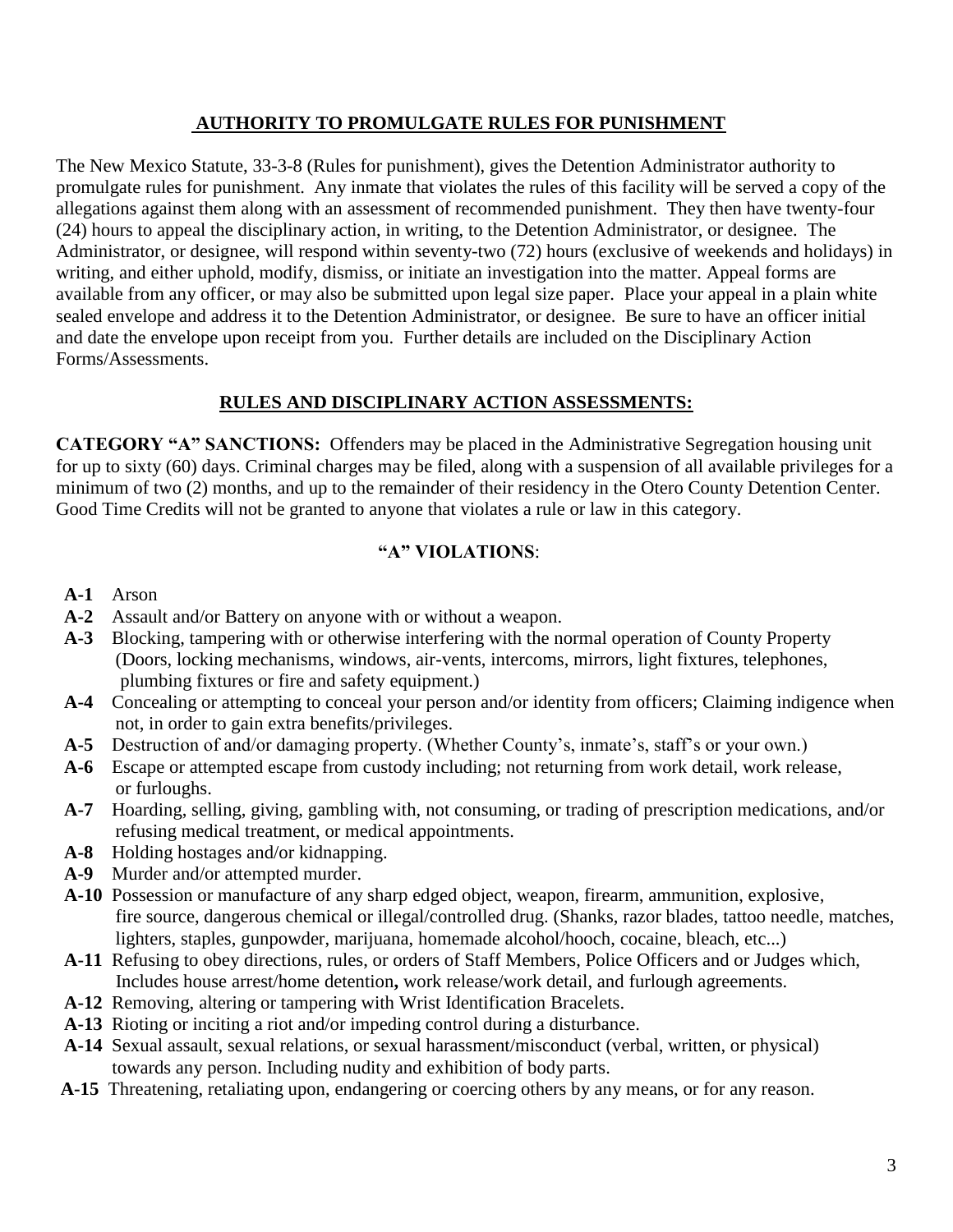## AUTHORITY TO PROMULGATE RULES FOR PUNISHMENT

The New Mexico Statute, 33-3-8 (Rules for punishment), gives the Detention Administrator authority to promulgate rules for punishment. Any inmate that violates the rules of this facility will be served a copy of the allegations against them along with an assessment of recommended punishment. They then have twenty-four (24) hours to appeal the disciplinary action, in writing, to the Detention Administrator, or designee. The Administrator, or designee, will respond within seventy-two (72) hours (exclusive of weekends and holidays) in writing, and either uphold, modify, dismiss, or initiate an investigation into the matter. Appeal forms are available from any officer, or may also be submitted upon legal size paper. Place your appeal in a plain white sealed envelope and address it to the Detention Administrator, or designee. Be sure to have an officer initial and date the envelope upon receipt from you. Further details are included on the Disciplinary Action Forms/Assessments.

## RULES AND DISCIPLINARY ACTION ASSESSMENTS:

**CATEGORY "A" SANCTIONS:** Offenders may be placed in the Administrative Segregation housing unit for up to sixty (60) days. Criminal charges may be filed, along with a suspension of all available privileges for a minimum of two (2) months, and up to the remainder of their residency in the Otero County Detention Center. Good Time Credits will not be granted to anyone that violates a rule or law in this category.

### "A" VIOLATIONS:

- **A-1** Arson
- **A-2** Assault and/or Battery on anyone with or without a weapon.
- **A-3** Blocking, tampering with or otherwise interfering with the normal operation of County Property (Doors, locking mechanisms, windows, air-vents, intercoms, mirrors, light fixtures, telephones, plumbing fixtures or fire and safety equipment.)
- **A-4** Concealing or attempting to conceal your person and/or identity from officers; Claiming indigence when not, in order to gain extra benefits/privileges.
- **A-5** Destruction of and/or damaging property. (Whether County's, inmate's, staff's or your own.)
- **A-6** Escape or attempted escape from custody including; not returning from work detail, work release, or furloughs.
- **A-7** Hoarding, selling, giving, gambling with, not consuming, or trading of prescription medications, and/or refusing medical treatment, or medical appointments.
- **A-8** Holding hostages and/or kidnapping.
- **A-9** Murder and/or attempted murder.
- **A-10** Possession or manufacture of any sharp edged object, weapon, firearm, ammunition, explosive, fire source, dangerous chemical or illegal/controlled drug. (Shanks, razor blades, tattoo needle, matches, lighters, staples, gunpowder, marijuana, homemade alcohol/hooch, cocaine, bleach, etc...)
- **A-11** Refusing to obey directions, rules, or orders of Staff Members, Police Officers and or Judges which, Includes house arrest/home detention**,** work release/work detail, and furlough agreements.
- **A-12** Removing, altering or tampering with Wrist Identification Bracelets.
- **A-13** Rioting or inciting a riot and/or impeding control during a disturbance.
- **A-14** Sexual assault, sexual relations, or sexual harassment/misconduct (verbal, written, or physical) towards any person. Including nudity and exhibition of body parts.
- **A-15** Threatening, retaliating upon, endangering or coercing others by any means, or for any reason.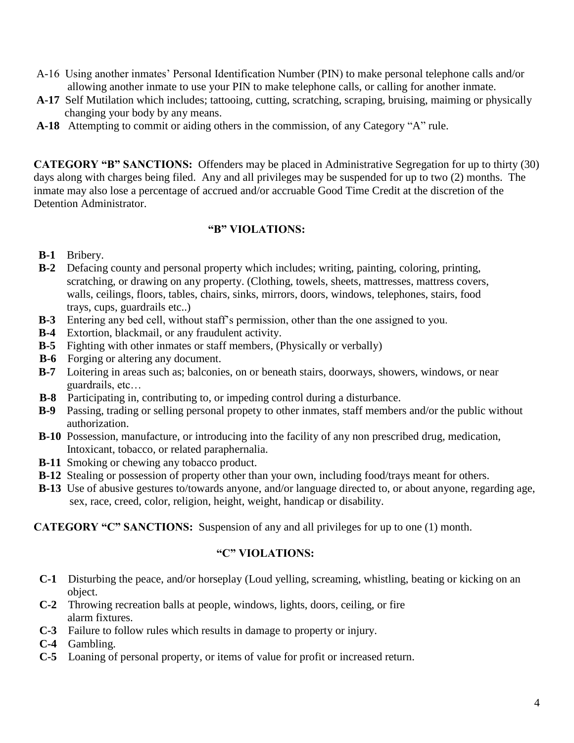A-16 Using another inmates' Personal Identification Number (PIN) to make personal telephone calls and/or allowing another inmate to use your PIN to make telephone calls, or calling for another inmate.

**A-17** Self Mutilation which includes; tattooing, cutting, scratching, scraping, bruising, maiming or physically changing your body by any means.

**A-18** Attempting to commit or aiding others in the commission, of any Category "A" rule.

**CATEGORY "B" SANCTIONS:** Offenders may be placed in Administrative Segregation for up to thirty (30) days along with charges being filed. Any and all privileges may be suspended for up to two (2) months. The inmate may also lose a percentage of accrued and/or accruable Good Time Credit at the discretion of the Detention Administrator.

### "B" VIOLATIONS:

**B-1** Bribery.

**B-2** Defacing county and personal property which includes; writing, painting, coloring, printing, scratching, or drawing on any property. (Clothing, towels, sheets, mattresses, mattress covers, walls, ceilings, floors, tables, chairs, sinks, mirrors, doors, windows, telephones, stairs, food trays, cups, guardrails etc..)

**B-3** Entering any bed cell, without staff's permission, other than the one assigned to you.

**B-4** Extortion, blackmail, or any fraudulent activity.

**B-5** Fighting with other inmates or staff members, (Physically or verbally)

**B-6** Forging or altering any document.

**B-7** Loitering in areas such as; balconies, on or beneath stairs, doorways, showers, windows, or near guardrails, etc…

**B-8** Participating in, contributing to, or impeding control during a disturbance.

**B-9** Passing, trading or selling personal propety to other inmates, staff members and/or the public without authorization.

**B-10** Possession, manufacture, or introducing into the facility of any non prescribed drug, medication, Intoxicant, tobacco, or related paraphernalia.

**B-11** Smoking or chewing any tobacco product.

**B-12** Stealing or possession of property other than your own, including food/trays meant for others.

**B-13** Use of abusive gestures to/towards anyone, and/or language directed to, or about anyone, regarding age, sex, race, creed, color, religion, height, weight, handicap or disability.

**CATEGORY "C" SANCTIONS:** Suspension of any and all privileges for up to one (1) month.

### "C" VIOLATIONS:

**C-1** Disturbing the peace, and/or horseplay (Loud yelling, screaming, whistling, beating or kicking on an object.

**C-2** Throwing recreation balls at people, windows, lights, doors, ceiling, or fire alarm fixtures.

**C-3** Failure to follow rules which results in damage to property or injury.

**C-4** Gambling.

**C-5** Loaning of personal property, or items of value for profit or increased return.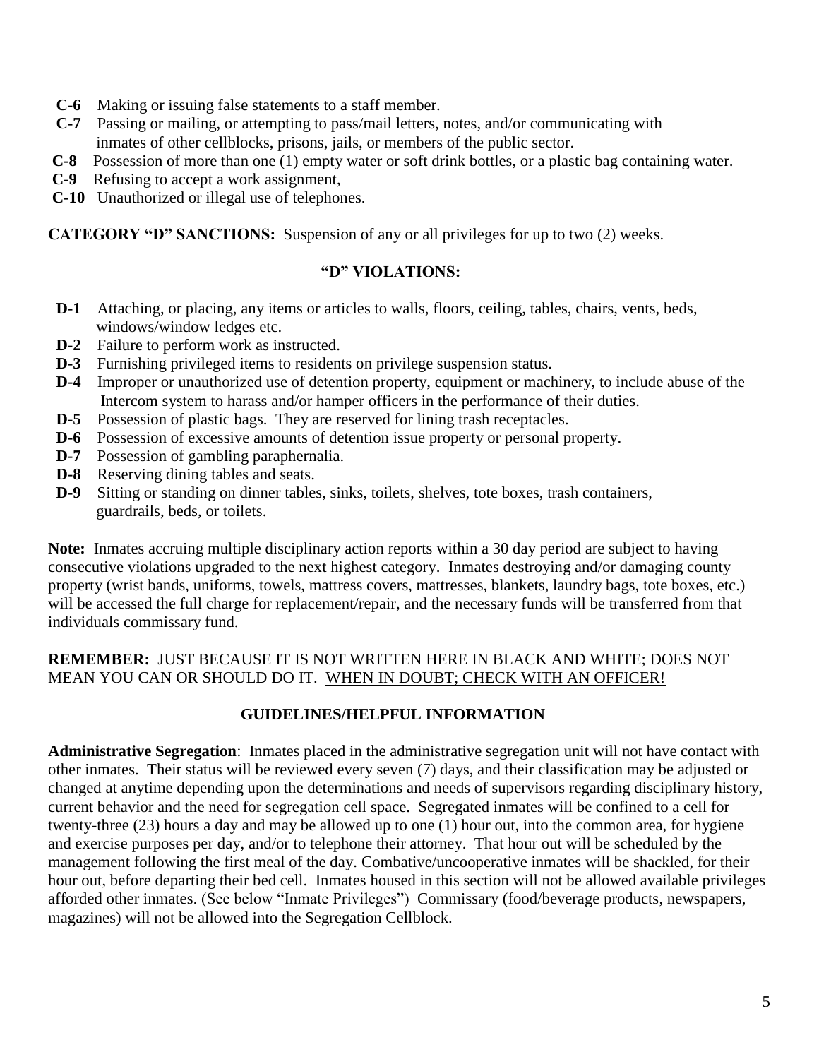- **C-6** Making or issuing false statements to a staff member.
- **C-7** Passing or mailing, or attempting to pass/mail letters, notes, and/or communicating with inmates of other cellblocks, prisons, jails, or members of the public sector.
- **C-8** Possession of more than one (1) empty water or soft drink bottles, or a plastic bag containing water.
- **C-9** Refusing to accept a work assignment,
- **C-10** Unauthorized or illegal use of telephones.

**CATEGORY "D" SANCTIONS:** Suspension of any or all privileges for up to two (2) weeks.

### "D" VIOLATIONS:

- **D-1** Attaching, or placing, any items or articles to walls, floors, ceiling, tables, chairs, vents, beds, windows/window ledges etc.
- **D-2** Failure to perform work as instructed.
- **D-3** Furnishing privileged items to residents on privilege suspension status.
- **D-4** Improper or unauthorized use of detention property, equipment or machinery, to include abuse of the Intercom system to harass and/or hamper officers in the performance of their duties.
- **D-5** Possession of plastic bags. They are reserved for lining trash receptacles.
- **D-6** Possession of excessive amounts of detention issue property or personal property.
- **D-7** Possession of gambling paraphernalia.
- **D-8** Reserving dining tables and seats.
- **D-9** Sitting or standing on dinner tables, sinks, toilets, shelves, tote boxes, trash containers, guardrails, beds, or toilets.

**Note:** Inmates accruing multiple disciplinary action reports within a 30 day period are subject to having consecutive violations upgraded to the next highest category. Inmates destroying and/or damaging county property (wrist bands, uniforms, towels, mattress covers, mattresses, blankets, laundry bags, tote boxes, etc.) <u>will be accessed the full charge for replacement/repair</u>, and the necessary funds will be transferred from that individuals commissary fund.

**REMEMBER:** JUST BECAUSE IT IS NOT WRITTEN HERE IN BLACK AND WHITE; DOES NOT MEAN YOU CAN OR SHOULD DO IT. <u>WHEN IN DOUBT; CHECK WITH AN OFFICER!</u>

### GUIDELINES/HELPFUL INFORMATION

**Administrative Segregation**: Inmates placed in the administrative segregation unit will not have contact with other inmates. Their status will be reviewed every seven (7) days, and their classification may be adjusted or changed at anytime depending upon the determinations and needs of supervisors regarding disciplinary history, current behavior and the need for segregation cell space. Segregated inmates will be confined to a cell for twenty-three (23) hours a day and may be allowed up to one (1) hour out, into the common area, for hygiene and exercise purposes per day, and/or to telephone their attorney. That hour out will be scheduled by the management following the first meal of the day. Combative/uncooperative inmates will be shackled, for their hour out, before departing their bed cell. Inmates housed in this section will not be allowed available privileges afforded other inmates. (See below "Inmate Privileges") Commissary (food/beverage products, newspapers, magazines) will not be allowed into the Segregation Cellblock.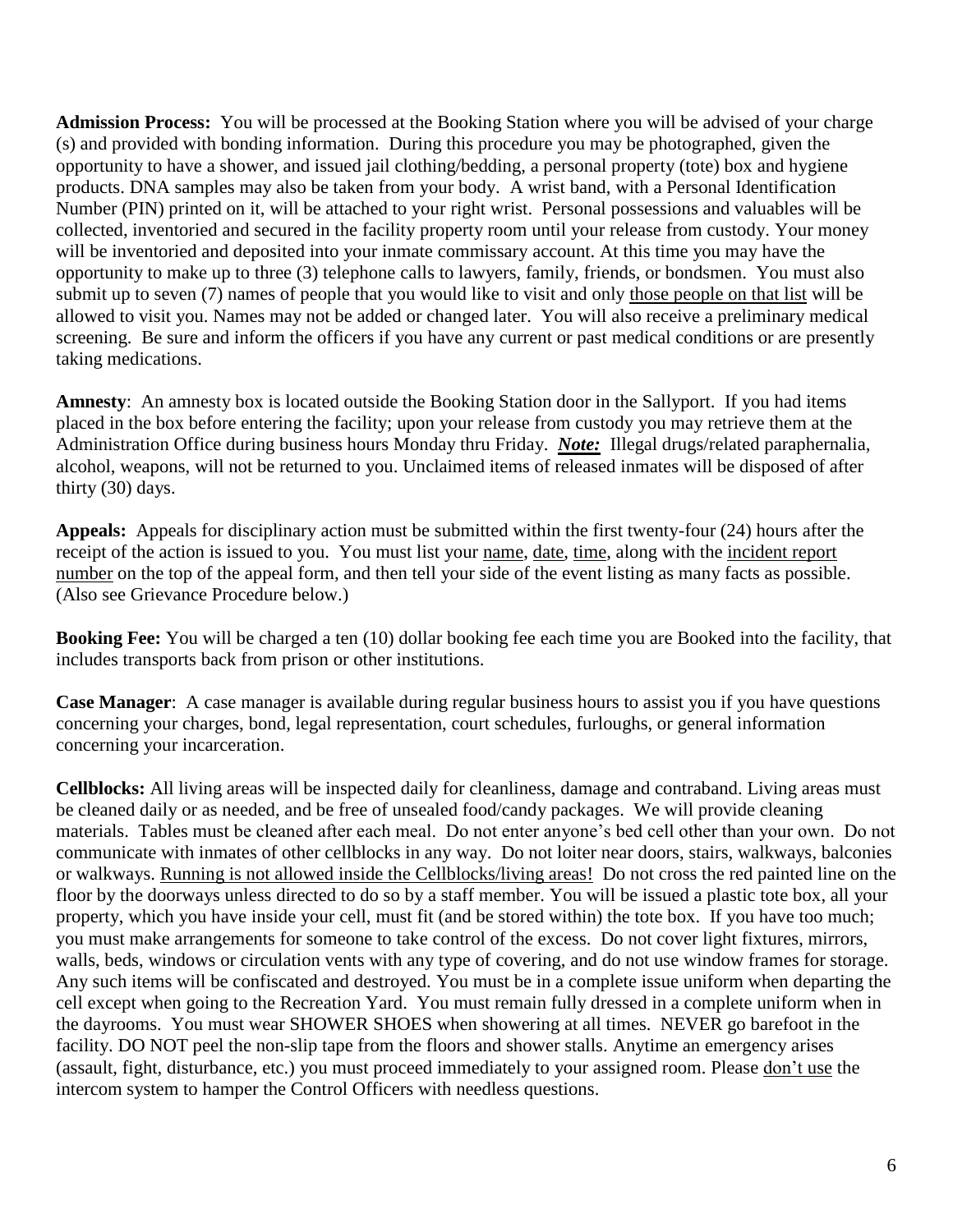**Admission Process:** You will be processed at the Booking Station where you will be advised of your charge (s) and provided with bonding information. During this procedure you may be photographed, given the opportunity to have a shower, and issued jail clothing/bedding, a personal property (tote) box and hygiene products. DNA samples may also be taken from your body. A wrist band, with a Personal Identification Number (PIN) printed on it, will be attached to your right wrist. Personal possessions and valuables will be collected, inventoried and secured in the facility property room until your release from custody. Your money will be inventoried and deposited into your inmate commissary account. At this time you may have the opportunity to make up to three (3) telephone calls to lawyers, family, friends, or bondsmen. You must also submit up to seven (7) names of people that you would like to visit and only <u>those people on that list</u> will be allowed to visit you. Names may not be added or changed later. You will also receive a preliminary medical screening. Be sure and inform the officers if you have any current or past medical conditions or are presently taking medications.

**Amnesty**: An amnesty box is located outside the Booking Station door in the Sallyport. If you had items placed in the box before entering the facility; upon your release from custody you may retrieve them at the Administration Office during business hours Monday thru Friday. ***<u>Note:</u>*** Illegal drugs/related paraphernalia, alcohol, weapons, will not be returned to you. Unclaimed items of released inmates will be disposed of after thirty (30) days.

**Appeals:** Appeals for disciplinary action must be submitted within the first twenty-four (24) hours after the receipt of the action is issued to you. You must list your <u>name</u>, <u>date</u>, <u>time</u>, along with the <u>incident report number</u> on the top of the appeal form, and then tell your side of the event listing as many facts as possible. (Also see Grievance Procedure below.)

**Booking Fee:** You will be charged a ten (10) dollar booking fee each time you are Booked into the facility, that includes transports back from prison or other institutions.

**Case Manager**: A case manager is available during regular business hours to assist you if you have questions concerning your charges, bond, legal representation, court schedules, furloughs, or general information concerning your incarceration.

**Cellblocks:** All living areas will be inspected daily for cleanliness, damage and contraband. Living areas must be cleaned daily or as needed, and be free of unsealed food/candy packages. We will provide cleaning materials. Tables must be cleaned after each meal. Do not enter anyone's bed cell other than your own. Do not communicate with inmates of other cellblocks in any way. Do not loiter near doors, stairs, walkways, balconies or walkways. <u>Running is not allowed inside the Cellblocks/living areas!</u> Do not cross the red painted line on the floor by the doorways unless directed to do so by a staff member. You will be issued a plastic tote box, all your property, which you have inside your cell, must fit (and be stored within) the tote box. If you have too much; you must make arrangements for someone to take control of the excess. Do not cover light fixtures, mirrors, walls, beds, windows or circulation vents with any type of covering, and do not use window frames for storage. Any such items will be confiscated and destroyed. You must be in a complete issue uniform when departing the cell except when going to the Recreation Yard. You must remain fully dressed in a complete uniform when in the dayrooms. You must wear SHOWER SHOES when showering at all times. NEVER go barefoot in the facility. DO NOT peel the non-slip tape from the floors and shower stalls. Anytime an emergency arises (assault, fight, disturbance, etc.) you must proceed immediately to your assigned room. Please <u>don't use</u> the intercom system to hamper the Control Officers with needless questions.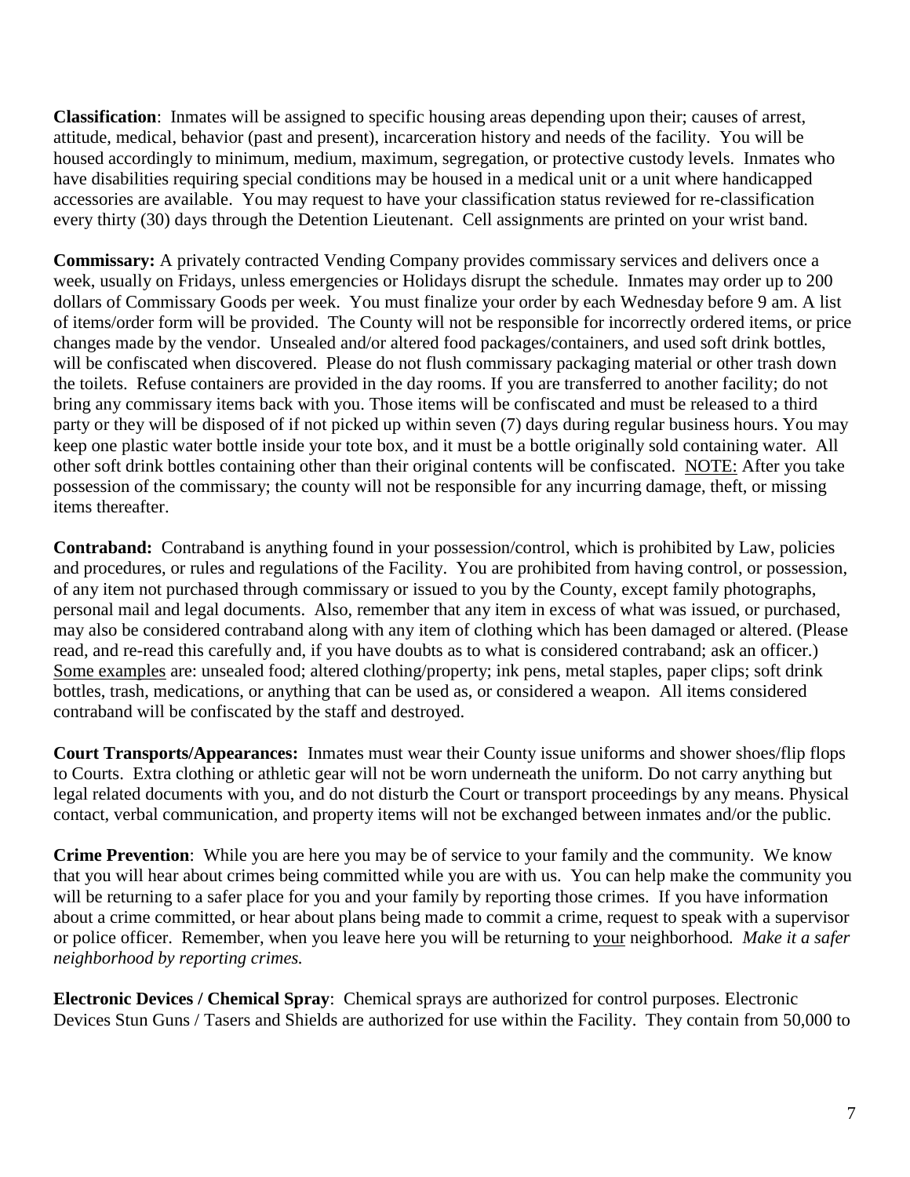**Classification**: Inmates will be assigned to specific housing areas depending upon their; causes of arrest, attitude, medical, behavior (past and present), incarceration history and needs of the facility. You will be housed accordingly to minimum, medium, maximum, segregation, or protective custody levels. Inmates who have disabilities requiring special conditions may be housed in a medical unit or a unit where handicapped accessories are available. You may request to have your classification status reviewed for re-classification every thirty (30) days through the Detention Lieutenant. Cell assignments are printed on your wrist band.

**Commissary:** A privately contracted Vending Company provides commissary services and delivers once a week, usually on Fridays, unless emergencies or Holidays disrupt the schedule. Inmates may order up to 200 dollars of Commissary Goods per week. You must finalize your order by each Wednesday before 9 am. A list of items/order form will be provided. The County will not be responsible for incorrectly ordered items, or price changes made by the vendor. Unsealed and/or altered food packages/containers, and used soft drink bottles, will be confiscated when discovered. Please do not flush commissary packaging material or other trash down the toilets. Refuse containers are provided in the day rooms. If you are transferred to another facility; do not bring any commissary items back with you. Those items will be confiscated and must be released to a third party or they will be disposed of if not picked up within seven (7) days during regular business hours. You may keep one plastic water bottle inside your tote box, and it must be a bottle originally sold containing water. All other soft drink bottles containing other than their original contents will be confiscated. <u>NOTE:</u> After you take possession of the commissary; the county will not be responsible for any incurring damage, theft, or missing items thereafter.

**Contraband:** Contraband is anything found in your possession/control, which is prohibited by Law, policies and procedures, or rules and regulations of the Facility. You are prohibited from having control, or possession, of any item not purchased through commissary or issued to you by the County, except family photographs, personal mail and legal documents. Also, remember that any item in excess of what was issued, or purchased, may also be considered contraband along with any item of clothing which has been damaged or altered. (Please read, and re-read this carefully and, if you have doubts as to what is considered contraband; ask an officer.) <u>Some examples</u> are: unsealed food; altered clothing/property; ink pens, metal staples, paper clips; soft drink bottles, trash, medications, or anything that can be used as, or considered a weapon. All items considered contraband will be confiscated by the staff and destroyed.

**Court Transports/Appearances:** Inmates must wear their County issue uniforms and shower shoes/flip flops to Courts. Extra clothing or athletic gear will not be worn underneath the uniform. Do not carry anything but legal related documents with you, and do not disturb the Court or transport proceedings by any means. Physical contact, verbal communication, and property items will not be exchanged between inmates and/or the public.

**Crime Prevention**: While you are here you may be of service to your family and the community. We know that you will hear about crimes being committed while you are with us. You can help make the community you will be returning to a safer place for you and your family by reporting those crimes. If you have information about a crime committed, or hear about plans being made to commit a crime, request to speak with a supervisor or police officer. Remember, when you leave here you will be returning to <u>your</u> neighborhood. *Make it a safer neighborhood by reporting crimes.*

**Electronic Devices / Chemical Spray**: Chemical sprays are authorized for control purposes. Electronic Devices Stun Guns / Tasers and Shields are authorized for use within the Facility. They contain from 50,000 to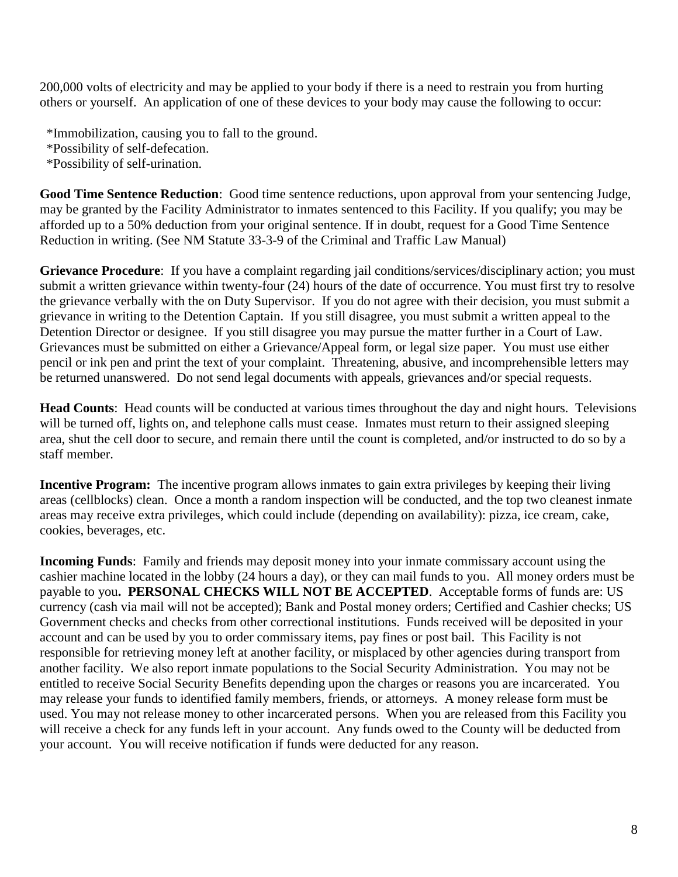200,000 volts of electricity and may be applied to your body if there is a need to restrain you from hurting others or yourself. An application of one of these devices to your body may cause the following to occur:

*Immobilization, causing you to fall to the ground.
*Possibility of self-defecation.
*Possibility of self-urination.

**Good Time Sentence Reduction**: Good time sentence reductions, upon approval from your sentencing Judge, may be granted by the Facility Administrator to inmates sentenced to this Facility. If you qualify; you may be afforded up to a 50% deduction from your original sentence. If in doubt, request for a Good Time Sentence Reduction in writing. (See NM Statute 33-3-9 of the Criminal and Traffic Law Manual)

**Grievance Procedure**: If you have a complaint regarding jail conditions/services/disciplinary action; you must submit a written grievance within twenty-four (24) hours of the date of occurrence. You must first try to resolve the grievance verbally with the on Duty Supervisor. If you do not agree with their decision, you must submit a grievance in writing to the Detention Captain. If you still disagree, you must submit a written appeal to the Detention Director or designee. If you still disagree you may pursue the matter further in a Court of Law. Grievances must be submitted on either a Grievance/Appeal form, or legal size paper. You must use either pencil or ink pen and print the text of your complaint. Threatening, abusive, and incomprehensible letters may be returned unanswered. Do not send legal documents with appeals, grievances and/or special requests.

**Head Counts**: Head counts will be conducted at various times throughout the day and night hours. Televisions will be turned off, lights on, and telephone calls must cease. Inmates must return to their assigned sleeping area, shut the cell door to secure, and remain there until the count is completed, and/or instructed to do so by a staff member.

**Incentive Program:** The incentive program allows inmates to gain extra privileges by keeping their living areas (cellblocks) clean. Once a month a random inspection will be conducted, and the top two cleanest inmate areas may receive extra privileges, which could include (depending on availability): pizza, ice cream, cake, cookies, beverages, etc.

**Incoming Funds**: Family and friends may deposit money into your inmate commissary account using the cashier machine located in the lobby (24 hours a day), or they can mail funds to you. All money orders must be payable to you**. PERSONAL CHECKS WILL NOT BE ACCEPTED**. Acceptable forms of funds are: US currency (cash via mail will not be accepted); Bank and Postal money orders; Certified and Cashier checks; US Government checks and checks from other correctional institutions. Funds received will be deposited in your account and can be used by you to order commissary items, pay fines or post bail. This Facility is not responsible for retrieving money left at another facility, or misplaced by other agencies during transport from another facility. We also report inmate populations to the Social Security Administration. You may not be entitled to receive Social Security Benefits depending upon the charges or reasons you are incarcerated. You may release your funds to identified family members, friends, or attorneys. A money release form must be used. You may not release money to other incarcerated persons. When you are released from this Facility you will receive a check for any funds left in your account. Any funds owed to the County will be deducted from your account. You will receive notification if funds were deducted for any reason.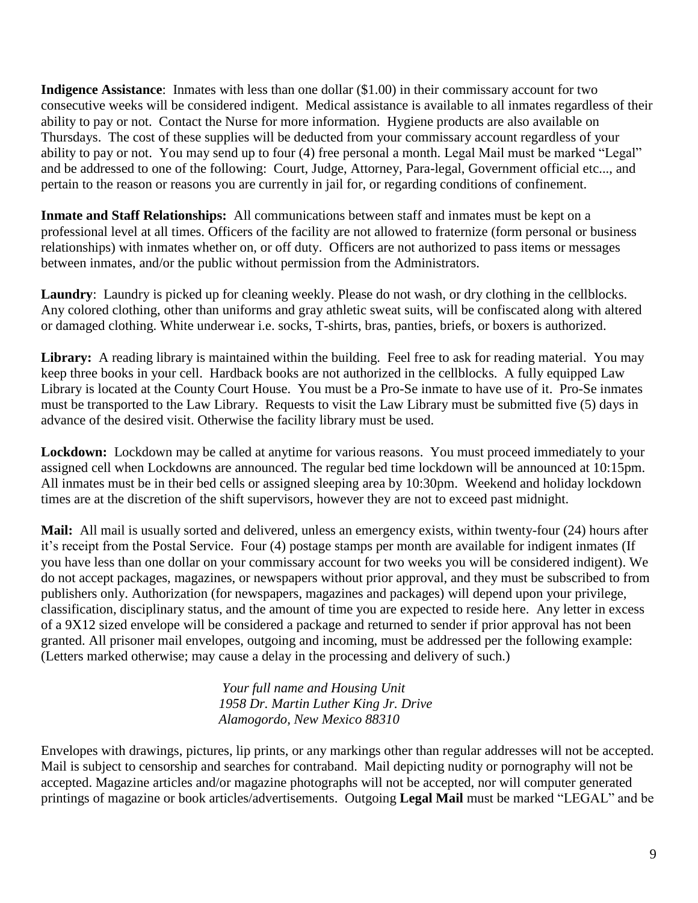**Indigence Assistance**: Inmates with less than one dollar ($1.00) in their commissary account for two consecutive weeks will be considered indigent. Medical assistance is available to all inmates regardless of their ability to pay or not. Contact the Nurse for more information. Hygiene products are also available on Thursdays. The cost of these supplies will be deducted from your commissary account regardless of your ability to pay or not. You may send up to four (4) free personal a month. Legal Mail must be marked "Legal" and be addressed to one of the following: Court, Judge, Attorney, Para-legal, Government official etc..., and pertain to the reason or reasons you are currently in jail for, or regarding conditions of confinement.

**Inmate and Staff Relationships:** All communications between staff and inmates must be kept on a professional level at all times. Officers of the facility are not allowed to fraternize (form personal or business relationships) with inmates whether on, or off duty. Officers are not authorized to pass items or messages between inmates, and/or the public without permission from the Administrators.

**Laundry**: Laundry is picked up for cleaning weekly. Please do not wash, or dry clothing in the cellblocks. Any colored clothing, other than uniforms and gray athletic sweat suits, will be confiscated along with altered or damaged clothing. White underwear i.e. socks, T-shirts, bras, panties, briefs, or boxers is authorized.

**Library:** A reading library is maintained within the building. Feel free to ask for reading material. You may keep three books in your cell. Hardback books are not authorized in the cellblocks. A fully equipped Law Library is located at the County Court House. You must be a Pro-Se inmate to have use of it. Pro-Se inmates must be transported to the Law Library. Requests to visit the Law Library must be submitted five (5) days in advance of the desired visit. Otherwise the facility library must be used.

**Lockdown:** Lockdown may be called at anytime for various reasons. You must proceed immediately to your assigned cell when Lockdowns are announced. The regular bed time lockdown will be announced at 10:15pm. All inmates must be in their bed cells or assigned sleeping area by 10:30pm. Weekend and holiday lockdown times are at the discretion of the shift supervisors, however they are not to exceed past midnight.

**Mail:** All mail is usually sorted and delivered, unless an emergency exists, within twenty-four (24) hours after it's receipt from the Postal Service. Four (4) postage stamps per month are available for indigent inmates (If you have less than one dollar on your commissary account for two weeks you will be considered indigent). We do not accept packages, magazines, or newspapers without prior approval, and they must be subscribed to from publishers only. Authorization (for newspapers, magazines and packages) will depend upon your privilege, classification, disciplinary status, and the amount of time you are expected to reside here. Any letter in excess of a 9X12 sized envelope will be considered a package and returned to sender if prior approval has not been granted. All prisoner mail envelopes, outgoing and incoming, must be addressed per the following example: (Letters marked otherwise; may cause a delay in the processing and delivery of such.)

*Your full name and Housing Unit*
*1958 Dr. Martin Luther King Jr. Drive*
*Alamogordo, New Mexico 88310*

Envelopes with drawings, pictures, lip prints, or any markings other than regular addresses will not be accepted. Mail is subject to censorship and searches for contraband. Mail depicting nudity or pornography will not be accepted. Magazine articles and/or magazine photographs will not be accepted, nor will computer generated printings of magazine or book articles/advertisements. Outgoing **Legal Mail** must be marked "LEGAL" and be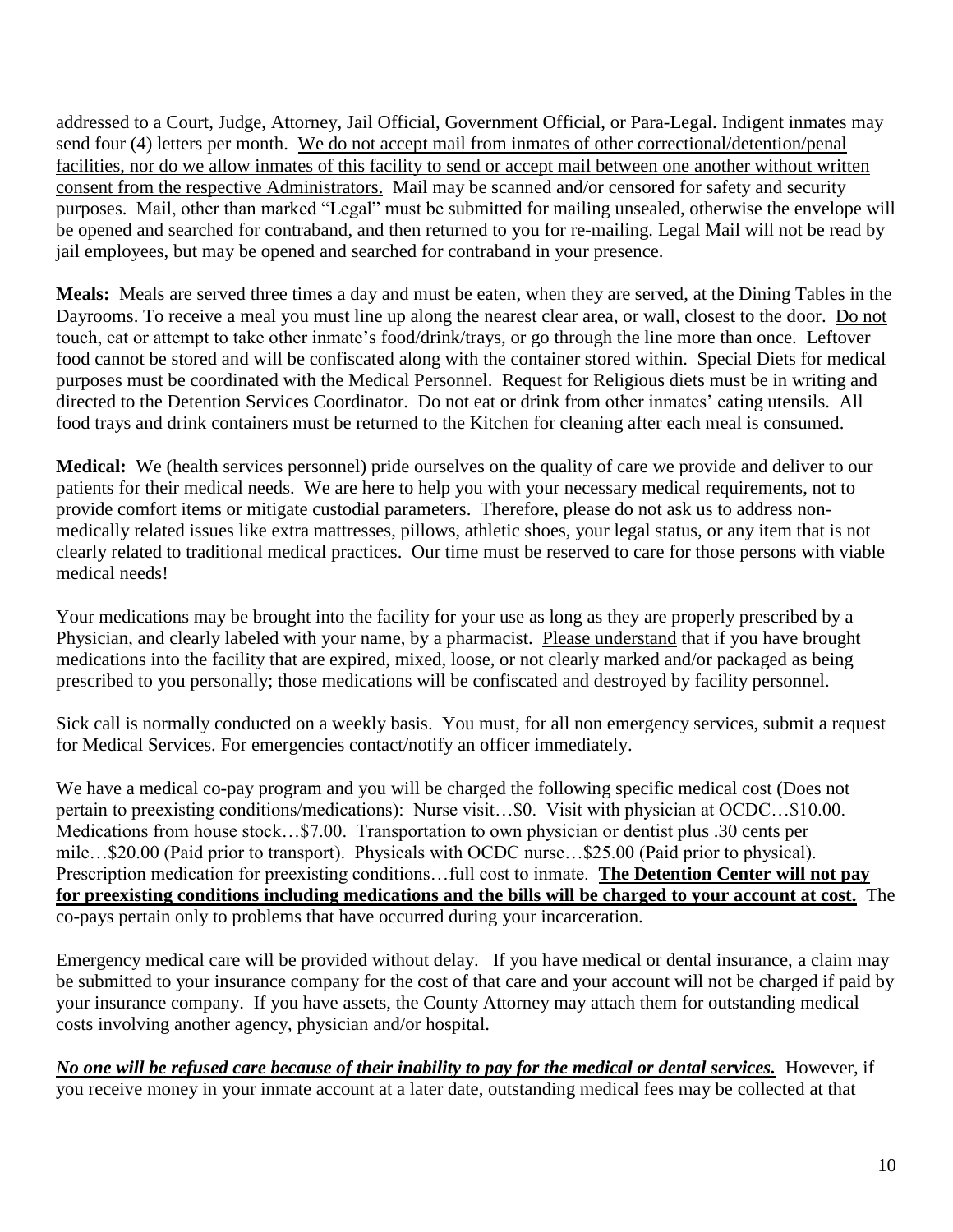addressed to a Court, Judge, Attorney, Jail Official, Government Official, or Para-Legal. Indigent inmates may send four (4) letters per month. <u>We do not accept mail from inmates of other correctional/detention/penal facilities, nor do we allow inmates of this facility to send or accept mail between one another without written consent from the respective Administrators.</u> Mail may be scanned and/or censored for safety and security purposes. Mail, other than marked "Legal" must be submitted for mailing unsealed, otherwise the envelope will be opened and searched for contraband, and then returned to you for re-mailing. Legal Mail will not be read by jail employees, but may be opened and searched for contraband in your presence.

**Meals:** Meals are served three times a day and must be eaten, when they are served, at the Dining Tables in the Dayrooms. To receive a meal you must line up along the nearest clear area, or wall, closest to the door. <u>Do not</u> touch, eat or attempt to take other inmate's food/drink/trays, or go through the line more than once. Leftover food cannot be stored and will be confiscated along with the container stored within. Special Diets for medical purposes must be coordinated with the Medical Personnel. Request for Religious diets must be in writing and directed to the Detention Services Coordinator. Do not eat or drink from other inmates' eating utensils. All food trays and drink containers must be returned to the Kitchen for cleaning after each meal is consumed.

**Medical:** We (health services personnel) pride ourselves on the quality of care we provide and deliver to our patients for their medical needs. We are here to help you with your necessary medical requirements, not to provide comfort items or mitigate custodial parameters. Therefore, please do not ask us to address non-medically related issues like extra mattresses, pillows, athletic shoes, your legal status, or any item that is not clearly related to traditional medical practices. Our time must be reserved to care for those persons with viable medical needs!

Your medications may be brought into the facility for your use as long as they are properly prescribed by a Physician, and clearly labeled with your name, by a pharmacist. <u>Please understand</u> that if you have brought medications into the facility that are expired, mixed, loose, or not clearly marked and/or packaged as being prescribed to you personally; those medications will be confiscated and destroyed by facility personnel.

Sick call is normally conducted on a weekly basis. You must, for all non emergency services, submit a request for Medical Services. For emergencies contact/notify an officer immediately.

We have a medical co-pay program and you will be charged the following specific medical cost (Does not pertain to preexisting conditions/medications): Nurse visit…$0. Visit with physician at OCDC…$10.00. Medications from house stock…$7.00. Transportation to own physician or dentist plus .30 cents per mile…$20.00 (Paid prior to transport). Physicals with OCDC nurse…$25.00 (Paid prior to physical). Prescription medication for preexisting conditions…full cost to inmate. **<u>The Detention Center will not pay for preexisting conditions including medications and the bills will be charged to your account at cost.</u>** The co-pays pertain only to problems that have occurred during your incarceration.

Emergency medical care will be provided without delay. If you have medical or dental insurance, a claim may be submitted to your insurance company for the cost of that care and your account will not be charged if paid by your insurance company. If you have assets, the County Attorney may attach them for outstanding medical costs involving another agency, physician and/or hospital.

***<u>No one will be refused care because of their inability to pay for the medical or dental services.</u>*** However, if you receive money in your inmate account at a later date, outstanding medical fees may be collected at that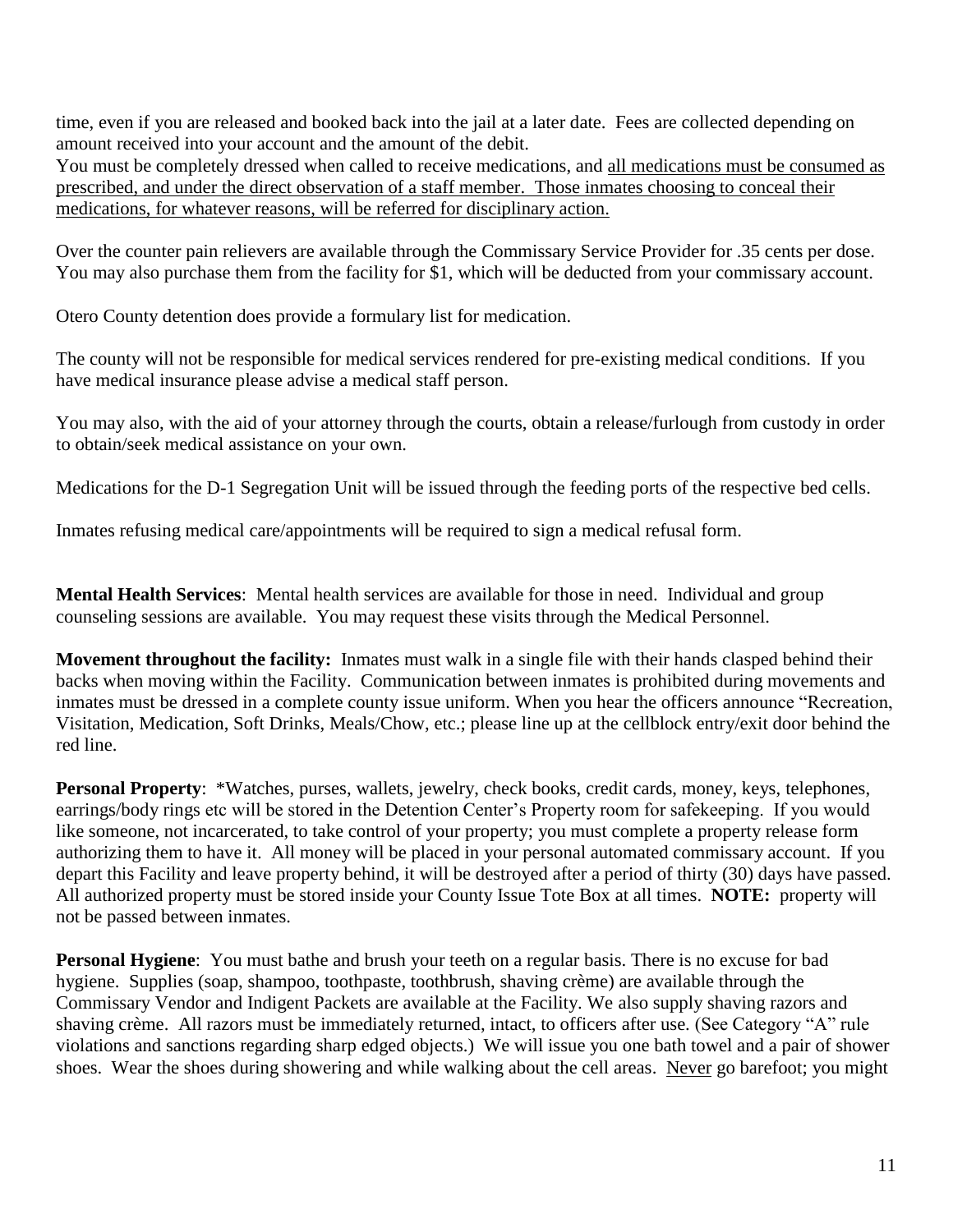time, even if you are released and booked back into the jail at a later date. Fees are collected depending on amount received into your account and the amount of the debit.
You must be completely dressed when called to receive medications, and <u>all medications must be consumed as prescribed, and under the direct observation of a staff member. Those inmates choosing to conceal their medications, for whatever reasons, will be referred for disciplinary action.</u>

Over the counter pain relievers are available through the Commissary Service Provider for .35 cents per dose. You may also purchase them from the facility for $1, which will be deducted from your commissary account.

Otero County detention does provide a formulary list for medication.

The county will not be responsible for medical services rendered for pre-existing medical conditions. If you have medical insurance please advise a medical staff person.

You may also, with the aid of your attorney through the courts, obtain a release/furlough from custody in order to obtain/seek medical assistance on your own.

Medications for the D-1 Segregation Unit will be issued through the feeding ports of the respective bed cells.

Inmates refusing medical care/appointments will be required to sign a medical refusal form.

**Mental Health Services**: Mental health services are available for those in need. Individual and group counseling sessions are available. You may request these visits through the Medical Personnel.

**Movement throughout the facility:** Inmates must walk in a single file with their hands clasped behind their backs when moving within the Facility. Communication between inmates is prohibited during movements and inmates must be dressed in a complete county issue uniform. When you hear the officers announce "Recreation, Visitation, Medication, Soft Drinks, Meals/Chow, etc.; please line up at the cellblock entry/exit door behind the red line.

**Personal Property**: *Watches, purses, wallets, jewelry, check books, credit cards, money, keys, telephones, earrings/body rings etc will be stored in the Detention Center's Property room for safekeeping. If you would like someone, not incarcerated, to take control of your property; you must complete a property release form authorizing them to have it. All money will be placed in your personal automated commissary account. If you depart this Facility and leave property behind, it will be destroyed after a period of thirty (30) days have passed. All authorized property must be stored inside your County Issue Tote Box at all times. **NOTE:** property will not be passed between inmates.

**Personal Hygiene**: You must bathe and brush your teeth on a regular basis. There is no excuse for bad hygiene. Supplies (soap, shampoo, toothpaste, toothbrush, shaving crème) are available through the Commissary Vendor and Indigent Packets are available at the Facility. We also supply shaving razors and shaving crème. All razors must be immediately returned, intact, to officers after use. (See Category "A" rule violations and sanctions regarding sharp edged objects.) We will issue you one bath towel and a pair of shower shoes. Wear the shoes during showering and while walking about the cell areas. <u>Never</u> go barefoot; you might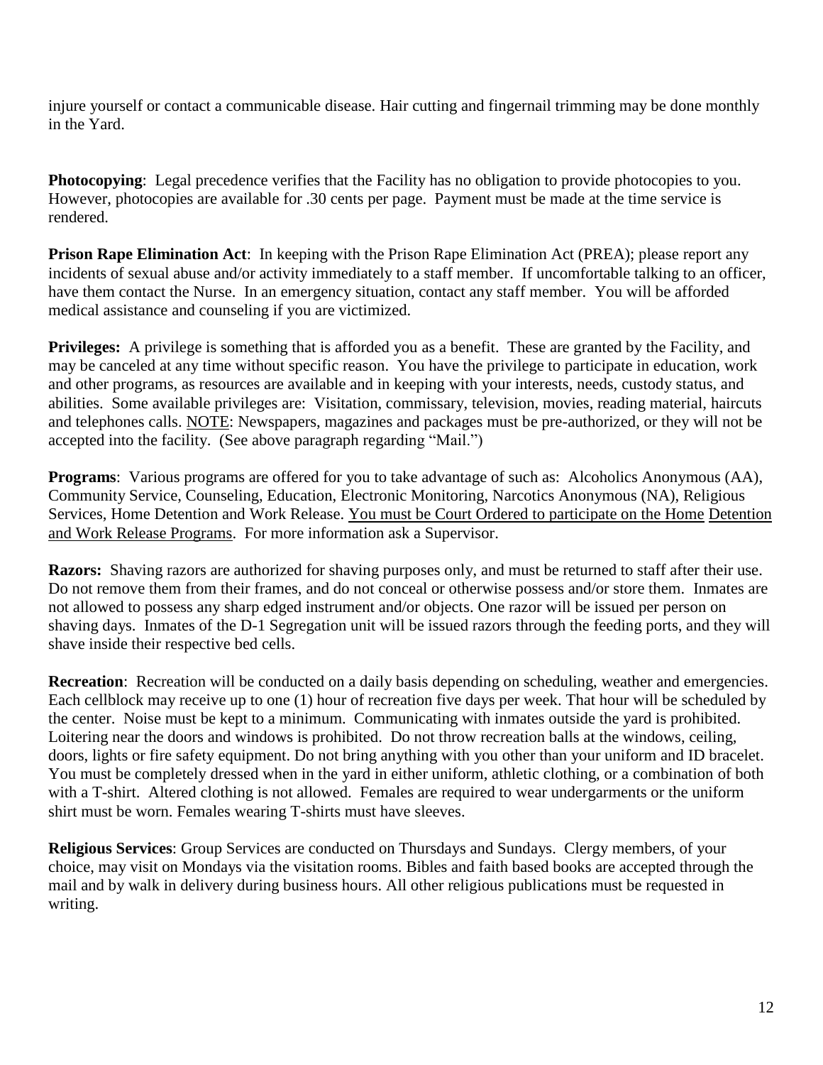injure yourself or contact a communicable disease. Hair cutting and fingernail trimming may be done monthly in the Yard.

**Photocopying**: Legal precedence verifies that the Facility has no obligation to provide photocopies to you. However, photocopies are available for .30 cents per page. Payment must be made at the time service is rendered.

**Prison Rape Elimination Act**: In keeping with the Prison Rape Elimination Act (PREA); please report any incidents of sexual abuse and/or activity immediately to a staff member. If uncomfortable talking to an officer, have them contact the Nurse. In an emergency situation, contact any staff member. You will be afforded medical assistance and counseling if you are victimized.

**Privileges:** A privilege is something that is afforded you as a benefit. These are granted by the Facility, and may be canceled at any time without specific reason. You have the privilege to participate in education, work and other programs, as resources are available and in keeping with your interests, needs, custody status, and abilities. Some available privileges are: Visitation, commissary, television, movies, reading material, haircuts and telephones calls. <u>NOTE</u>: Newspapers, magazines and packages must be pre-authorized, or they will not be accepted into the facility. (See above paragraph regarding "Mail.")

**Programs**: Various programs are offered for you to take advantage of such as: Alcoholics Anonymous (AA), Community Service, Counseling, Education, Electronic Monitoring, Narcotics Anonymous (NA), Religious Services, Home Detention and Work Release. <u>You must be Court Ordered to participate on the Home Detention and Work Release Programs</u>. For more information ask a Supervisor.

**Razors:** Shaving razors are authorized for shaving purposes only, and must be returned to staff after their use. Do not remove them from their frames, and do not conceal or otherwise possess and/or store them. Inmates are not allowed to possess any sharp edged instrument and/or objects. One razor will be issued per person on shaving days. Inmates of the D-1 Segregation unit will be issued razors through the feeding ports, and they will shave inside their respective bed cells.

**Recreation**: Recreation will be conducted on a daily basis depending on scheduling, weather and emergencies. Each cellblock may receive up to one (1) hour of recreation five days per week. That hour will be scheduled by the center. Noise must be kept to a minimum. Communicating with inmates outside the yard is prohibited. Loitering near the doors and windows is prohibited. Do not throw recreation balls at the windows, ceiling, doors, lights or fire safety equipment. Do not bring anything with you other than your uniform and ID bracelet. You must be completely dressed when in the yard in either uniform, athletic clothing, or a combination of both with a T-shirt. Altered clothing is not allowed. Females are required to wear undergarments or the uniform shirt must be worn. Females wearing T-shirts must have sleeves.

**Religious Services**: Group Services are conducted on Thursdays and Sundays. Clergy members, of your choice, may visit on Mondays via the visitation rooms. Bibles and faith based books are accepted through the mail and by walk in delivery during business hours. All other religious publications must be requested in writing.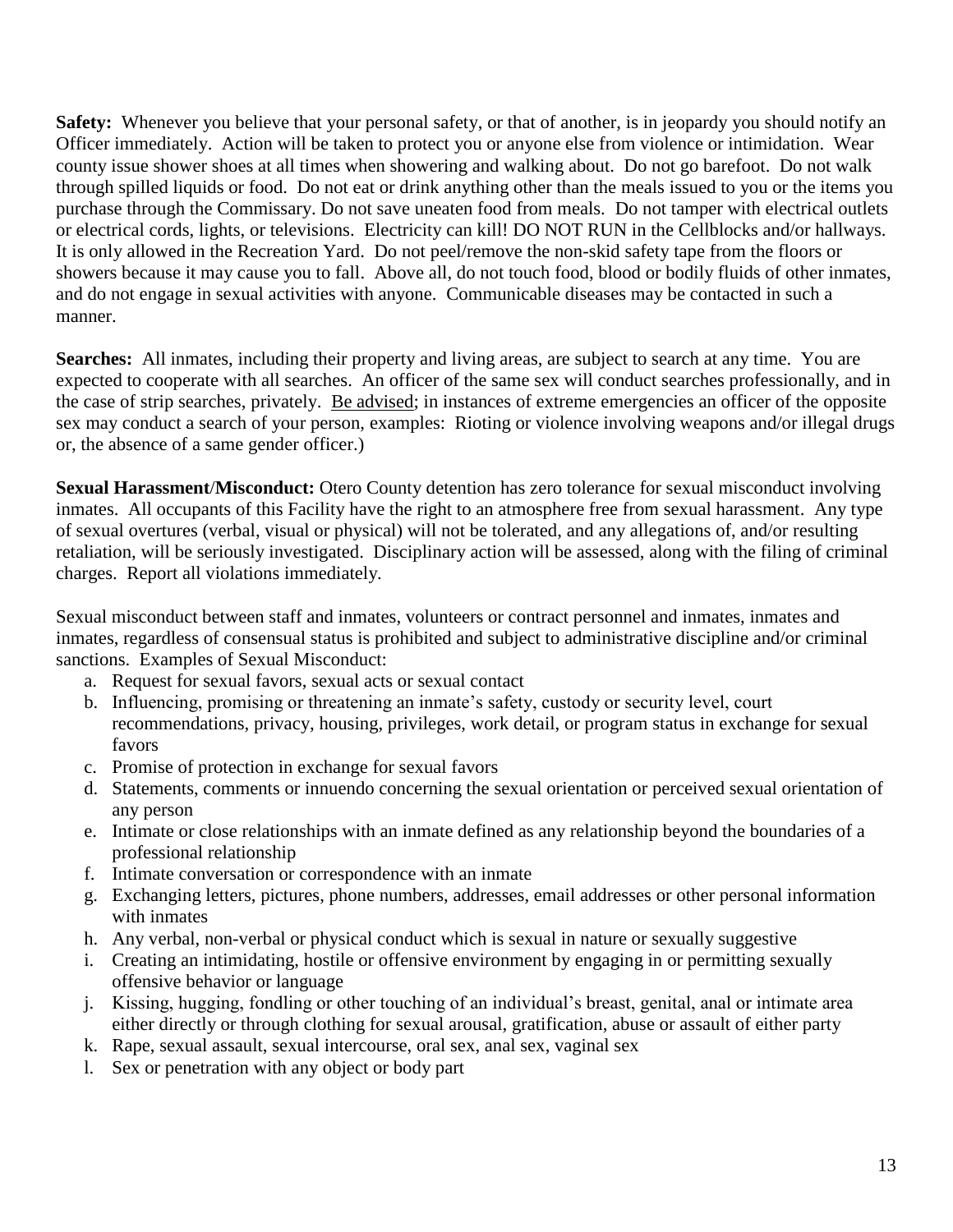**Safety:** Whenever you believe that your personal safety, or that of another, is in jeopardy you should notify an Officer immediately. Action will be taken to protect you or anyone else from violence or intimidation. Wear county issue shower shoes at all times when showering and walking about. Do not go barefoot. Do not walk through spilled liquids or food. Do not eat or drink anything other than the meals issued to you or the items you purchase through the Commissary. Do not save uneaten food from meals. Do not tamper with electrical outlets or electrical cords, lights, or televisions. Electricity can kill! DO NOT RUN in the Cellblocks and/or hallways. It is only allowed in the Recreation Yard. Do not peel/remove the non-skid safety tape from the floors or showers because it may cause you to fall. Above all, do not touch food, blood or bodily fluids of other inmates, and do not engage in sexual activities with anyone. Communicable diseases may be contacted in such a manner.

**Searches:** All inmates, including their property and living areas, are subject to search at any time. You are expected to cooperate with all searches. An officer of the same sex will conduct searches professionally, and in the case of strip searches, privately. <u>Be advised</u>; in instances of extreme emergencies an officer of the opposite sex may conduct a search of your person, examples: Rioting or violence involving weapons and/or illegal drugs or, the absence of a same gender officer.)

**Sexual Harassment/Misconduct:** Otero County detention has zero tolerance for sexual misconduct involving inmates. All occupants of this Facility have the right to an atmosphere free from sexual harassment. Any type of sexual overtures (verbal, visual or physical) will not be tolerated, and any allegations of, and/or resulting retaliation, will be seriously investigated. Disciplinary action will be assessed, along with the filing of criminal charges. Report all violations immediately.

Sexual misconduct between staff and inmates, volunteers or contract personnel and inmates, inmates and inmates, regardless of consensual status is prohibited and subject to administrative discipline and/or criminal sanctions. Examples of Sexual Misconduct:

a. Request for sexual favors, sexual acts or sexual contact
b. Influencing, promising or threatening an inmate's safety, custody or security level, court recommendations, privacy, housing, privileges, work detail, or program status in exchange for sexual favors
c. Promise of protection in exchange for sexual favors
d. Statements, comments or innuendo concerning the sexual orientation or perceived sexual orientation of any person
e. Intimate or close relationships with an inmate defined as any relationship beyond the boundaries of a professional relationship
f. Intimate conversation or correspondence with an inmate
g. Exchanging letters, pictures, phone numbers, addresses, email addresses or other personal information with inmates
h. Any verbal, non-verbal or physical conduct which is sexual in nature or sexually suggestive
i. Creating an intimidating, hostile or offensive environment by engaging in or permitting sexually offensive behavior or language
j. Kissing, hugging, fondling or other touching of an individual's breast, genital, anal or intimate area either directly or through clothing for sexual arousal, gratification, abuse or assault of either party
k. Rape, sexual assault, sexual intercourse, oral sex, anal sex, vaginal sex
l. Sex or penetration with any object or body part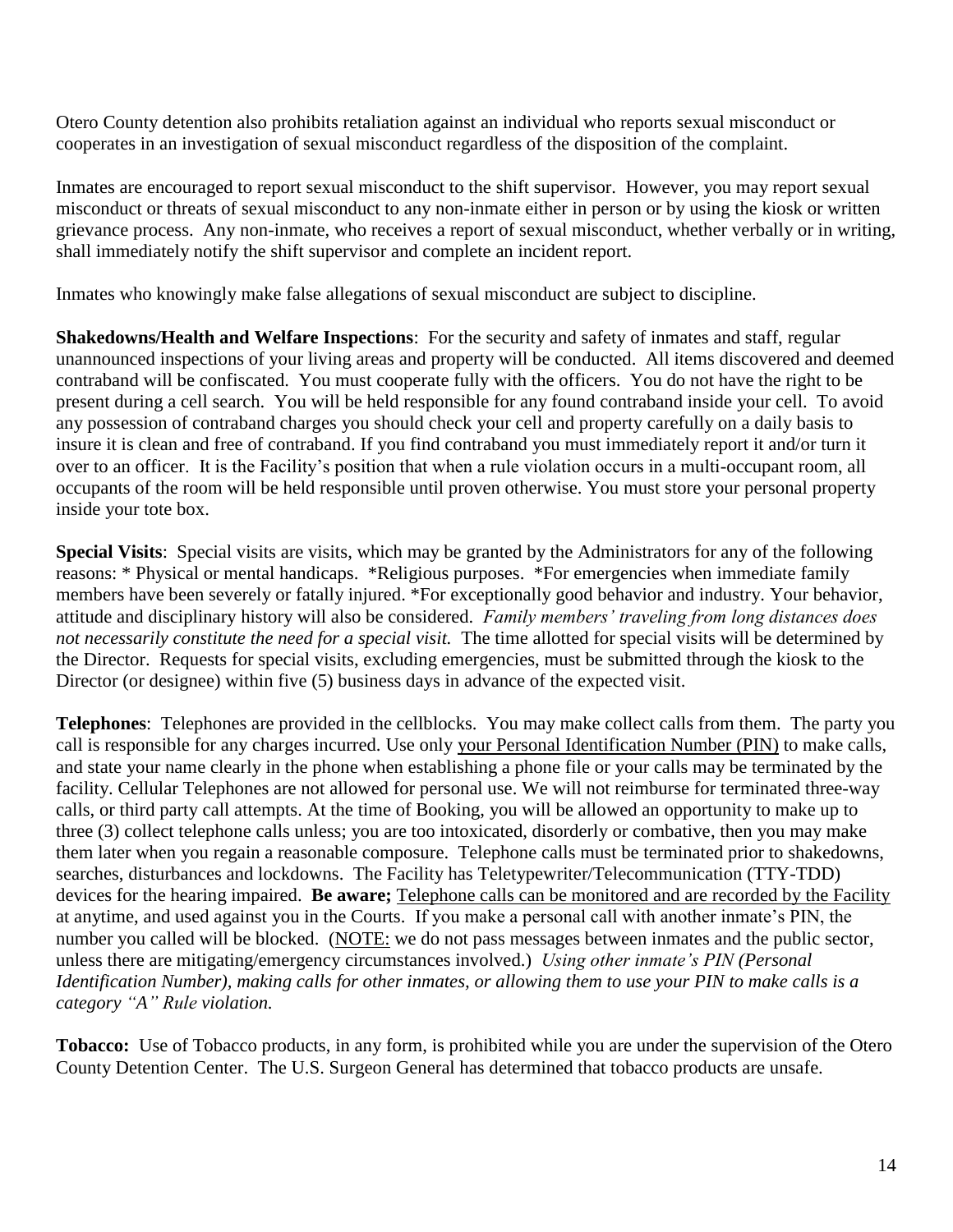Otero County detention also prohibits retaliation against an individual who reports sexual misconduct or cooperates in an investigation of sexual misconduct regardless of the disposition of the complaint.

Inmates are encouraged to report sexual misconduct to the shift supervisor. However, you may report sexual misconduct or threats of sexual misconduct to any non-inmate either in person or by using the kiosk or written grievance process. Any non-inmate, who receives a report of sexual misconduct, whether verbally or in writing, shall immediately notify the shift supervisor and complete an incident report.

Inmates who knowingly make false allegations of sexual misconduct are subject to discipline.

**Shakedowns/Health and Welfare Inspections**: For the security and safety of inmates and staff, regular unannounced inspections of your living areas and property will be conducted. All items discovered and deemed contraband will be confiscated. You must cooperate fully with the officers. You do not have the right to be present during a cell search. You will be held responsible for any found contraband inside your cell. To avoid any possession of contraband charges you should check your cell and property carefully on a daily basis to insure it is clean and free of contraband. If you find contraband you must immediately report it and/or turn it over to an officer. It is the Facility's position that when a rule violation occurs in a multi-occupant room, all occupants of the room will be held responsible until proven otherwise. You must store your personal property inside your tote box.

**Special Visits**: Special visits are visits, which may be granted by the Administrators for any of the following reasons: * Physical or mental handicaps. *Religious purposes. *For emergencies when immediate family members have been severely or fatally injured. *For exceptionally good behavior and industry. Your behavior, attitude and disciplinary history will also be considered. *Family members' traveling from long distances does not necessarily constitute the need for a special visit.* The time allotted for special visits will be determined by the Director. Requests for special visits, excluding emergencies, must be submitted through the kiosk to the Director (or designee) within five (5) business days in advance of the expected visit.

**Telephones**: Telephones are provided in the cellblocks. You may make collect calls from them. The party you call is responsible for any charges incurred. Use only <u>your Personal Identification Number (PIN)</u> to make calls, and state your name clearly in the phone when establishing a phone file or your calls may be terminated by the facility. Cellular Telephones are not allowed for personal use. We will not reimburse for terminated three-way calls, or third party call attempts. At the time of Booking, you will be allowed an opportunity to make up to three (3) collect telephone calls unless; you are too intoxicated, disorderly or combative, then you may make them later when you regain a reasonable composure. Telephone calls must be terminated prior to shakedowns, searches, disturbances and lockdowns. The Facility has Teletypewriter/Telecommunication (TTY-TDD) devices for the hearing impaired. **Be aware;** <u>Telephone calls can be monitored and are recorded by the Facility</u> at anytime, and used against you in the Courts. If you make a personal call with another inmate's PIN, the number you called will be blocked. (<u>NOTE:</u> we do not pass messages between inmates and the public sector, unless there are mitigating/emergency circumstances involved.) *Using other inmate's PIN (Personal Identification Number), making calls for other inmates, or allowing them to use your PIN to make calls is a category "A" Rule violation.*

**Tobacco:** Use of Tobacco products, in any form, is prohibited while you are under the supervision of the Otero County Detention Center. The U.S. Surgeon General has determined that tobacco products are unsafe.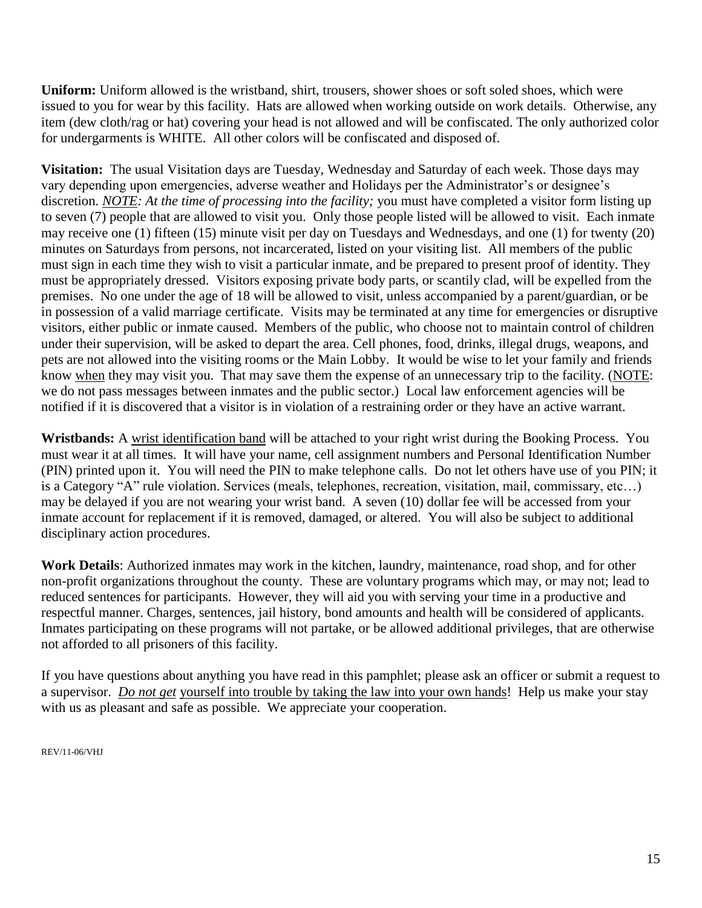**Uniform:** Uniform allowed is the wristband, shirt, trousers, shower shoes or soft soled shoes, which were issued to you for wear by this facility. Hats are allowed when working outside on work details. Otherwise, any item (dew cloth/rag or hat) covering your head is not allowed and will be confiscated. The only authorized color for undergarments is WHITE. All other colors will be confiscated and disposed of.

**Visitation:** The usual Visitation days are Tuesday, Wednesday and Saturday of each week. Those days may vary depending upon emergencies, adverse weather and Holidays per the Administrator's or designee's discretion. *NOTE: At the time of processing into the facility;* you must have completed a visitor form listing up to seven (7) people that are allowed to visit you. Only those people listed will be allowed to visit. Each inmate may receive one (1) fifteen (15) minute visit per day on Tuesdays and Wednesdays, and one (1) for twenty (20) minutes on Saturdays from persons, not incarcerated, listed on your visiting list. All members of the public must sign in each time they wish to visit a particular inmate, and be prepared to present proof of identity. They must be appropriately dressed. Visitors exposing private body parts, or scantily clad, will be expelled from the premises. No one under the age of 18 will be allowed to visit, unless accompanied by a parent/guardian, or be in possession of a valid marriage certificate. Visits may be terminated at any time for emergencies or disruptive visitors, either public or inmate caused. Members of the public, who choose not to maintain control of children under their supervision, will be asked to depart the area. Cell phones, food, drinks, illegal drugs, weapons, and pets are not allowed into the visiting rooms or the Main Lobby. It would be wise to let your family and friends know when they may visit you. That may save them the expense of an unnecessary trip to the facility. (NOTE: we do not pass messages between inmates and the public sector.) Local law enforcement agencies will be notified if it is discovered that a visitor is in violation of a restraining order or they have an active warrant.

**Wristbands:** A wrist identification band will be attached to your right wrist during the Booking Process. You must wear it at all times. It will have your name, cell assignment numbers and Personal Identification Number (PIN) printed upon it. You will need the PIN to make telephone calls. Do not let others have use of you PIN; it is a Category "A" rule violation. Services (meals, telephones, recreation, visitation, mail, commissary, etc…) may be delayed if you are not wearing your wrist band. A seven (10) dollar fee will be accessed from your inmate account for replacement if it is removed, damaged, or altered. You will also be subject to additional disciplinary action procedures.

**Work Details**: Authorized inmates may work in the kitchen, laundry, maintenance, road shop, and for other non-profit organizations throughout the county. These are voluntary programs which may, or may not; lead to reduced sentences for participants. However, they will aid you with serving your time in a productive and respectful manner. Charges, sentences, jail history, bond amounts and health will be considered of applicants. Inmates participating on these programs will not partake, or be allowed additional privileges, that are otherwise not afforded to all prisoners of this facility.

If you have questions about anything you have read in this pamphlet; please ask an officer or submit a request to a supervisor. *Do not get* yourself into trouble by taking the law into your own hands! Help us make your stay with us as pleasant and safe as possible. We appreciate your cooperation.

REV/11-06/VHJ